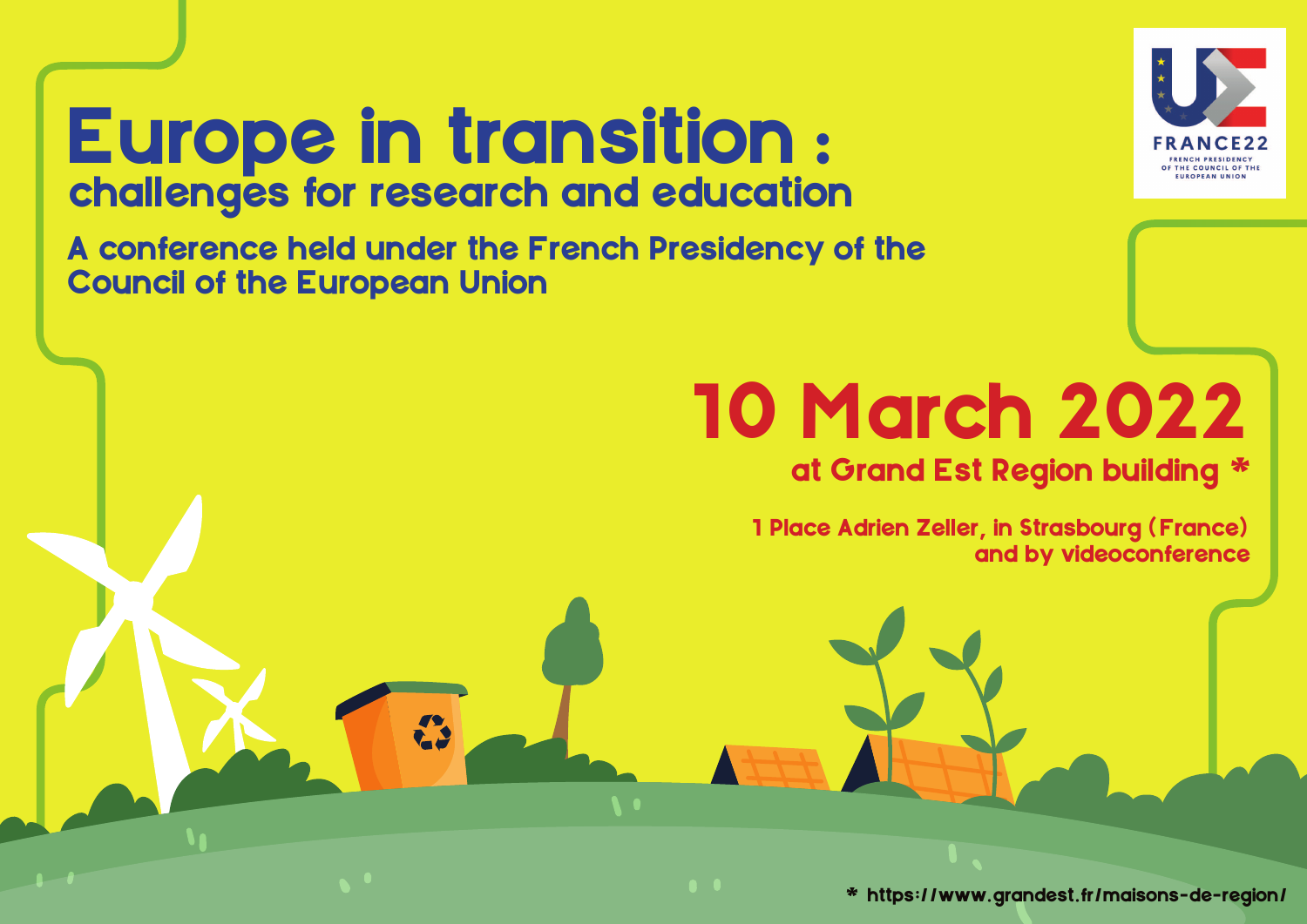# Europe in transition :

## challenges for research and education

### A conference held under the French Presidency of the Council of the European Union

FRANCE22
FRENCH PRESIDENCY OF THE COUNCIL OF THE EUROPEAN UNION

# 10 March 2022

**at Grand Est Region building ***

**1 Place Adrien Zeller, in Strasbourg (France)**
**and by videoconference**

* https://www.grandest.fr/maisons-de-region/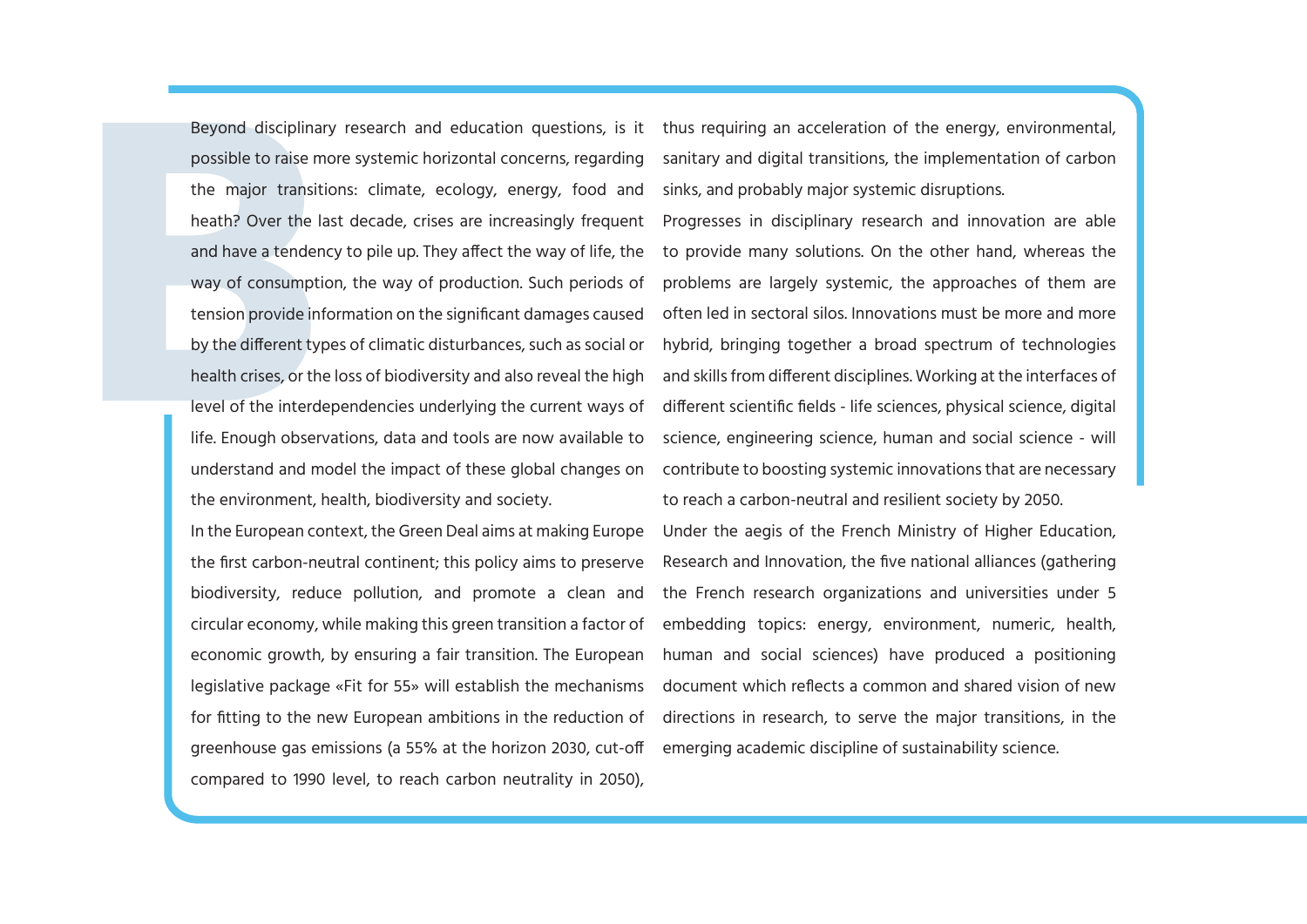Beyond disciplinary research and education questions, is it possible to raise more systemic horizontal concerns, regarding the major transitions: climate, ecology, energy, food and heath? Over the last decade, crises are increasingly frequent and have a tendency to pile up. They affect the way of life, the way of consumption, the way of production. Such periods of tension provide information on the significant damages caused by the different types of climatic disturbances, such as social or health crises, or the loss of biodiversity and also reveal the high level of the interdependencies underlying the current ways of life. Enough observations, data and tools are now available to understand and model the impact of these global changes on the environment, health, biodiversity and society.

In the European context, the Green Deal aims at making Europe the first carbon-neutral continent; this policy aims to preserve biodiversity, reduce pollution, and promote a clean and circular economy, while making this green transition a factor of economic growth, by ensuring a fair transition. The European legislative package «Fit for 55» will establish the mechanisms for fitting to the new European ambitions in the reduction of greenhouse gas emissions (a 55% at the horizon 2030, cut-off compared to 1990 level, to reach carbon neutrality in 2050), thus requiring an acceleration of the energy, environmental, sanitary and digital transitions, the implementation of carbon sinks, and probably major systemic disruptions.

Progresses in disciplinary research and innovation are able to provide many solutions. On the other hand, whereas the problems are largely systemic, the approaches of them are often led in sectoral silos. Innovations must be more and more hybrid, bringing together a broad spectrum of technologies and skills from different disciplines. Working at the interfaces of different scientific fields - life sciences, physical science, digital science, engineering science, human and social science - will contribute to boosting systemic innovations that are necessary to reach a carbon-neutral and resilient society by 2050.

Under the aegis of the French Ministry of Higher Education, Research and Innovation, the five national alliances (gathering the French research organizations and universities under 5 embedding topics: energy, environment, numeric, health, human and social sciences) have produced a positioning document which reflects a common and shared vision of new directions in research, to serve the major transitions, in the emerging academic discipline of sustainability science.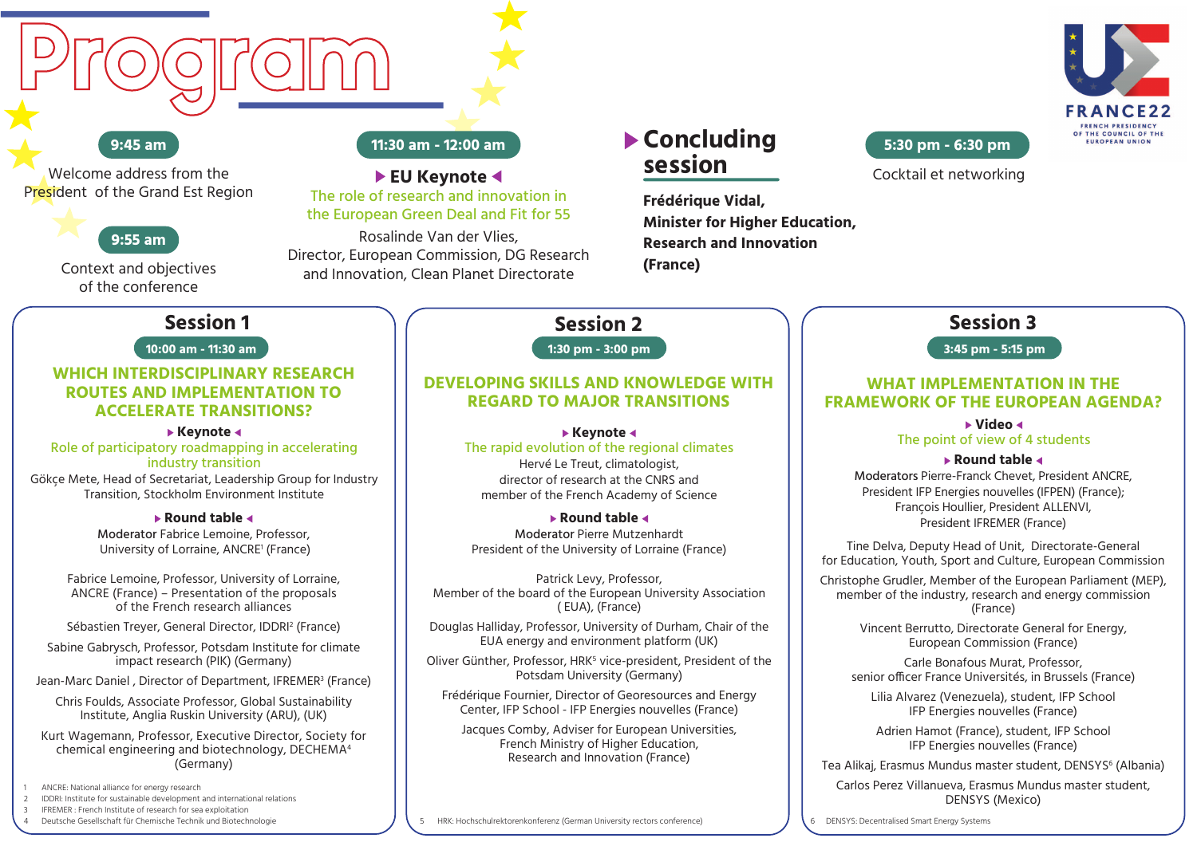# Program

FRANCE22
FRENCH PRESIDENCY OF THE COUNCIL OF THE EUROPEAN UNION

**9:45 am**

Welcome address from the President of the Grand Est Region

**9:55 am**

Context and objectives of the conference

**11:30 am - 12:00 am**

**EU Keynote**

The role of research and innovation in the European Green Deal and Fit for 55

Rosalinde Van der Vlies, Director, European Commission, DG Research and Innovation, Clean Planet Directorate

## Concluding session

**Frédérique Vidal, Minister for Higher Education, Research and Innovation (France)**

**5:30 pm - 6:30 pm**

Cocktail et networking

## Session 1

**10:00 am - 11:30 am**

### WHICH INTERDISCIPLINARY RESEARCH ROUTES AND IMPLEMENTATION TO ACCELERATE TRANSITIONS?

**Keynote**

Role of participatory roadmapping in accelerating industry transition

Gökçe Mete, Head of Secretariat, Leadership Group for Industry Transition, Stockholm Environment Institute

**Round table**

**Moderator** Fabrice Lemoine, Professor, University of Lorraine, ANCRE[1] (France)

Fabrice Lemoine, Professor, University of Lorraine, ANCRE (France) – Presentation of the proposals of the French research alliances

Sébastien Treyer, General Director, IDDRI[2] (France)

Sabine Gabrysch, Professor, Potsdam Institute for climate impact research (PIK) (Germany)

Jean-Marc Daniel , Director of Department, IFREMER[3] (France)

Chris Foulds, Associate Professor, Global Sustainability Institute, Anglia Ruskin University (ARU), (UK)

Kurt Wagemann, Professor, Executive Director, Society for chemical engineering and biotechnology, DECHEMA[4] (Germany)

1 ANCRE: National alliance for energy research
2 IDDRI: Institute for sustainable development and international relations
3 IFREMER : French Institute of research for sea exploitation
4 Deutsche Gesellschaft für Chemische Technik und Biotechnologie

## Session 2

**1:30 pm - 3:00 pm**

### DEVELOPING SKILLS AND KNOWLEDGE WITH REGARD TO MAJOR TRANSITIONS

**Keynote**

The rapid evolution of the regional climates

Hervé Le Treut, climatologist, director of research at the CNRS and member of the French Academy of Science

**Round table**

**Moderator** Pierre Mutzenhardt President of the University of Lorraine (France)

Patrick Levy, Professor, Member of the board of the European University Association ( EUA), (France)

Douglas Halliday, Professor, University of Durham, Chair of the EUA energy and environment platform (UK)

Oliver Günther, Professor, HRK[5] vice-president, President of the Potsdam University (Germany)

Frédérique Fournier, Director of Georesources and Energy Center, IFP School - IFP Energies nouvelles (France)

Jacques Comby, Adviser for European Universities, French Ministry of Higher Education, Research and Innovation (France)

5 HRK: Hochschulrektorenkonferenz (German University rectors conference)

## Session 3

**3:45 pm - 5:15 pm**

### WHAT IMPLEMENTATION IN THE FRAMEWORK OF THE EUROPEAN AGENDA?

**Video**

The point of view of 4 students

**Round table**

**Moderators** Pierre-Franck Chevet, President ANCRE, President IFP Energies nouvelles (IFPEN) (France); François Houllier, President ALLENVI, President IFREMER (France)

Tine Delva, Deputy Head of Unit, Directorate-General for Education, Youth, Sport and Culture, European Commission

Christophe Grudler, Member of the European Parliament (MEP), member of the industry, research and energy commission (France)

Vincent Berrutto, Directorate General for Energy, European Commission (France)

Carle Bonafous Murat, Professor, senior officer France Universités, in Brussels (France)

Lilia Alvarez (Venezuela), student, IFP School IFP Energies nouvelles (France)

Adrien Hamot (France), student, IFP School IFP Energies nouvelles (France)

Tea Alikaj, Erasmus Mundus master student, DENSYS[6] (Albania)

Carlos Perez Villanueva, Erasmus Mundus master student, DENSYS (Mexico)

6 DENSYS: Decentralised Smart Energy Systems